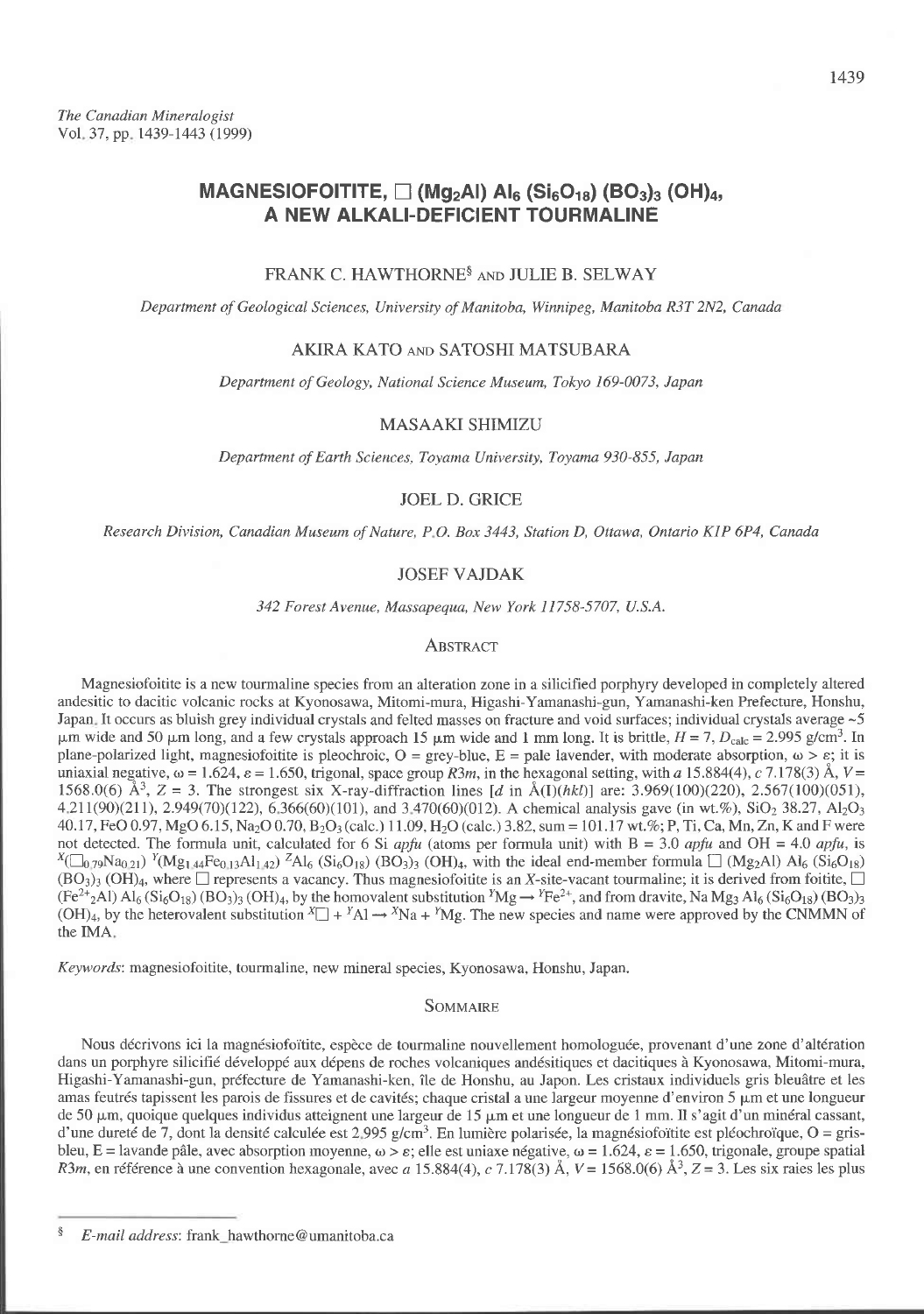# MAGNESIOFOITITE, $\square$ ($Mg_2Al$) $Al_6$ ($Si_6O_{18}$) $(BO_3)_3$ $(OH)_4$, A NEW ALKALI-DEFICIENT TOURMALINE

FRANK C. HAWTHORNE[§] AND JULIE B. SELWAY

*Department of Geological Sciences, University of Manitoba, Winnipeg, Manitoba R3T 2N2, Canada*

AKIRA KATO AND SATOSHI MATSUBARA

*Department of Geology, National Science Museum, Tokyo 169-0073, Japan*

MASAAKI SHIMIZU

*Department of Earth Sciences, Toyama University, Toyama 930-855, Japan*

JOEL D. GRICE

*Research Division, Canadian Museum of Nature, P.O. Box 3443, Station D, Ottawa, Ontario K1P 6P4, Canada*

JOSEF VAJDAK

*342 Forest Avenue, Massapequa, New York 11758-5707, U.S.A.*

## Abstract

Magnesiofoitite is a new tourmaline species from an alteration zone in a silicified porphyry developed in completely altered andesitic to dacitic volcanic rocks at Kyonosawa, Mitomi-mura, Higashi-Yamanashi-gun, Yamanashi-ken Prefecture, Honshu, Japan. It occurs as bluish grey individual crystals and felted masses on fracture and void surfaces; individual crystals average ~5 μm wide and 50 μm long, and a few crystals approach 15 μm wide and 1 mm long. It is brittle, $H = 7$, $D_{calc} = 2.995$ g/cm$^3$. In plane-polarized light, magnesiofoitite is pleochroic, O = grey-blue, E = pale lavender, with moderate absorption, $\omega > \varepsilon$; it is uniaxial negative, $\omega = 1.624$, $\varepsilon = 1.650$, trigonal, space group $R3m$, in the hexagonal setting, with $a$ 15.884(4), $c$ 7.178(3) Å, $V = 1568.0(6)$ Å$^3$, $Z = 3$. The strongest six X-ray-diffraction lines [$d$ in Å(I)($hkl$)] are: 3.969(100)(220), 2.567(100)(051), 4.211(90)(211), 2.949(70)(122), 6.366(60)(101), and 3.470(60)(012). A chemical analysis gave (in wt.%), $SiO_2$ 38.27, $Al_2O_3$ 40.17, FeO 0.97, MgO 6.15, $Na_2O$ 0.70, $B_2O_3$ (calc.) 11.09, $H_2O$ (calc.) 3.82, sum = 101.17 wt.%; P, Ti, Ca, Mn, Zn, K and F were not detected. The formula unit, calculated for 6 Si *apfu* (atoms per formula unit) with B = 3.0 *apfu* and OH = 4.0 *apfu*, is $^X(\square_{0.79}Na_{0.21})$ $^Y(Mg_{1.44}Fe_{0.13}Al_{1.42})$ $^ZAl_6$ ($Si_6O_{18}$) $(BO_3)_3$ $(OH)_4$, with the ideal end-member formula $\square$ ($Mg_2Al$) $Al_6$ ($Si_6O_{18}$) $(BO_3)_3$ $(OH)_4$, where $\square$ represents a vacancy. Thus magnesiofoitite is an *X*-site-vacant tourmaline; it is derived from foitite, $\square$ ($Fe^{2+}{}_2Al$) $Al_6$ ($Si_6O_{18}$) $(BO_3)_3$ $(OH)_4$, by the homovalent substitution $^YMg \rightarrow {}^YFe^{2+}$, and from dravite, Na $Mg_3$ $Al_6$ ($Si_6O_{18}$) $(BO_3)_3$ $(OH)_4$, by the heterovalent substitution $^X\square + {}^YAl \rightarrow {}^XNa + {}^YMg$. The new species and name were approved by the CNMMN of the IMA.

*Keywords*: magnesiofoitite, tourmaline, new mineral species, Kyonosawa, Honshu, Japan.

## Sommaire

Nous décrivons ici la magnésiofoïtite, espèce de tourmaline nouvellement homologuée, provenant d'une zone d'altération dans un porphyre silicifié développé aux dépens de roches volcaniques andésitiques et dacitiques à Kyonosawa, Mitomi-mura, Higashi-Yamanashi-gun, préfecture de Yamanashi-ken, île de Honshu, au Japon. Les cristaux individuels gris bleuâtre et les amas feutrés tapissent les parois de fissures et de cavités; chaque cristal a une largeur moyenne d'environ 5 μm et une longueur de 50 μm, quoique quelques individus atteignent une largeur de 15 μm et une longueur de 1 mm. Il s'agit d'un minéral cassant, d'une dureté de 7, dont la densité calculée est 2.995 g/cm$^3$. En lumière polarisée, la magnésiofoïtite est pléochroïque, O = gris-bleu, E = lavande pâle, avec absorption moyenne, $\omega > \varepsilon$; elle est uniaxe négative, $\omega = 1.624$, $\varepsilon = 1.650$, trigonale, groupe spatial $R3m$, en référence à une convention hexagonale, avec $a$ 15.884(4), $c$ 7.178(3) Å, $V = 1568.0(6)$ Å$^3$, $Z = 3$. Les six raies les plus

[§] *E-mail address*: frank_hawthorne@umanitoba.ca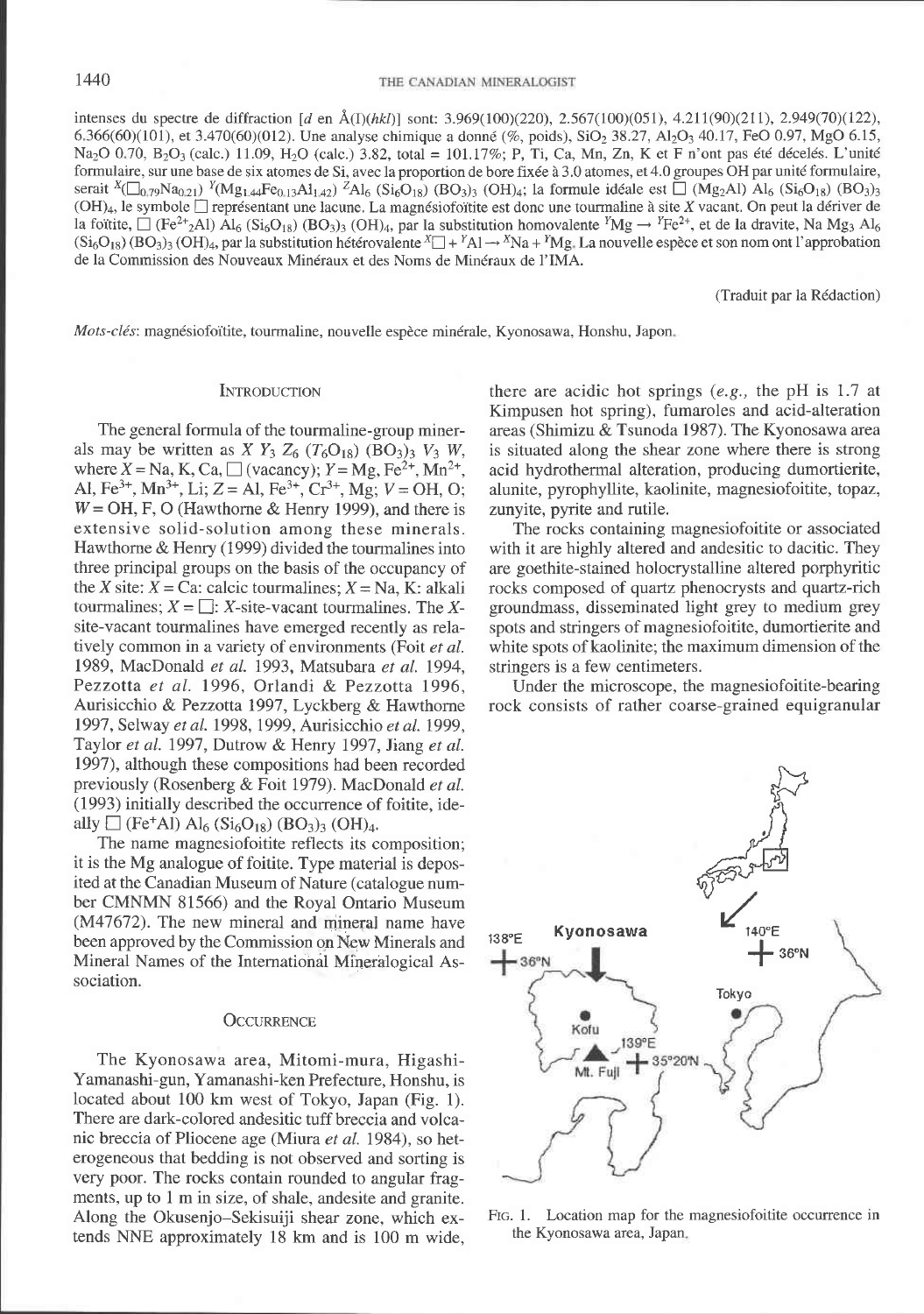intenses du spectre de diffraction [d en Å(I)(hkl)] sont: 3.969(100)(220), 2.567(100)(051), 4.211(90)(211), 2.949(70)(122), 6.366(60)(101), et 3.470(60)(012). Une analyse chimique a donné (%, poids), $SiO_2$ 38.27, $Al_2O_3$ 40.17, FeO 0.97, MgO 6.15, $Na_2O$ 0.70, $B_2O_3$ (calc.) 11.09, $H_2O$ (calc.) 3.82, total = 101.17%; P, Ti, Ca, Mn, Zn, K et F n'ont pas été décelés. L'unité formulaire, sur une base de six atomes de Si, avec la proportion de bore fixée à 3.0 atomes, et 4.0 groupes OH par unité formulaire, serait $^{X}(\square_{0.79}Na_{0.21})$ $^{Y}(Mg_{1.44}Fe_{0.13}Al_{1.42})$ $^{Z}Al_6$ $(Si_6O_{18})$ $(BO_3)_3$ $(OH)_4$; la formule idéale est $\square$ $(Mg_2Al)$ $Al_6$ $(Si_6O_{18})$ $(BO_3)_3$ $(OH)_4$, le symbole $\square$ représentant une lacune. La magnésiofoïtite est donc une tourmaline à site X vacant. On peut la dériver de la foïtite, $\square$ $(Fe^{2+}_2Al)$ $Al_6$ $(Si_6O_{18})$ $(BO_3)_3$ $(OH)_4$, par la substitution homovalente $^{Y}Mg \rightarrow {}^{Y}Fe^{2+}$, et de la dravite, Na $Mg_3$ $Al_6$ $(Si_6O_{18})$ $(BO_3)_3$ $(OH)_4$, par la substitution hétérovalente $^{X}\square + {}^{Y}Al \rightarrow {}^{X}Na + {}^{Y}Mg$. La nouvelle espèce et son nom ont l'approbation de la Commission des Nouveaux Minéraux et des Noms de Minéraux de l'IMA.

(Traduit par la Rédaction)

*Mots-clés*: magnésiofoïtite, tourmaline, nouvelle espèce minérale, Kyonosawa, Honshu, Japon.

## Introduction

The general formula of the tourmaline-group minerals may be written as $X\ Y_3\ Z_6\ (T_6O_{18})\ (BO_3)_3\ V_3\ W$, where X = Na, K, Ca, $\square$ (vacancy); Y = Mg, $Fe^{2+}$, $Mn^{2+}$, Al, $Fe^{3+}$, $Mn^{3+}$, Li; Z = Al, $Fe^{3+}$, $Cr^{3+}$, Mg; V = OH, O; W = OH, F, O (Hawthorne & Henry 1999), and there is extensive solid-solution among these minerals. Hawthorne & Henry (1999) divided the tourmalines into three principal groups on the basis of the occupancy of the X site: X = Ca: calcic tourmalines; X = Na, K: alkali tourmalines; X = $\square$: X-site-vacant tourmalines. The X-site-vacant tourmalines have emerged recently as relatively common in a variety of environments (Foit *et al.* 1989, MacDonald *et al.* 1993, Matsubara *et al.* 1994, Pezzotta *et al.* 1996, Orlandi & Pezzotta 1996, Aurisicchio & Pezzotta 1997, Lyckberg & Hawthorne 1997, Selway *et al.* 1998, 1999, Aurisicchio *et al.* 1999, Taylor *et al.* 1997, Dutrow & Henry 1997, Jiang *et al.* 1997), although these compositions had been recorded previously (Rosenberg & Foit 1979). MacDonald *et al.* (1993) initially described the occurrence of foitite, ideally $\square$ $(Fe^{+}Al)$ $Al_6$ $(Si_6O_{18})$ $(BO_3)_3$ $(OH)_4$.

The name magnesiofoitite reflects its composition; it is the Mg analogue of foitite. Type material is deposited at the Canadian Museum of Nature (catalogue number CMNMN 81566) and the Royal Ontario Museum (M47672). The new mineral and mineral name have been approved by the Commission on New Minerals and Mineral Names of the International Mineralogical Association.

## Occurrence

The Kyonosawa area, Mitomi-mura, Higashi-Yamanashi-gun, Yamanashi-ken Prefecture, Honshu, is located about 100 km west of Tokyo, Japan (Fig. 1). There are dark-colored andesitic tuff breccia and volcanic breccia of Pliocene age (Miura *et al.* 1984), so heterogeneous that bedding is not observed and sorting is very poor. The rocks contain rounded to angular fragments, up to 1 m in size, of shale, andesite and granite. Along the Okusenjo–Sekisuiji shear zone, which extends NNE approximately 18 km and is 100 m wide, there are acidic hot springs (*e.g.*, the pH is 1.7 at Kimpusen hot spring), fumaroles and acid-alteration areas (Shimizu & Tsunoda 1987). The Kyonosawa area is situated along the shear zone where there is strong acid hydrothermal alteration, producing dumortierite, alunite, pyrophyllite, kaolinite, magnesiofoitite, topaz, zunyite, pyrite and rutile.

The rocks containing magnesiofoitite or associated with it are highly altered and andesitic to dacitic. They are goethite-stained holocrystalline altered porphyritic rocks composed of quartz phenocrysts and quartz-rich groundmass, disseminated light grey to medium grey spots and stringers of magnesiofoitite, dumortierite and white spots of kaolinite; the maximum dimension of the stringers is a few centimeters.

Under the microscope, the magnesiofoitite-bearing rock consists of rather coarse-grained equigranular

FIG. 1. Location map for the magnesiofoitite occurrence in the Kyonosawa area, Japan.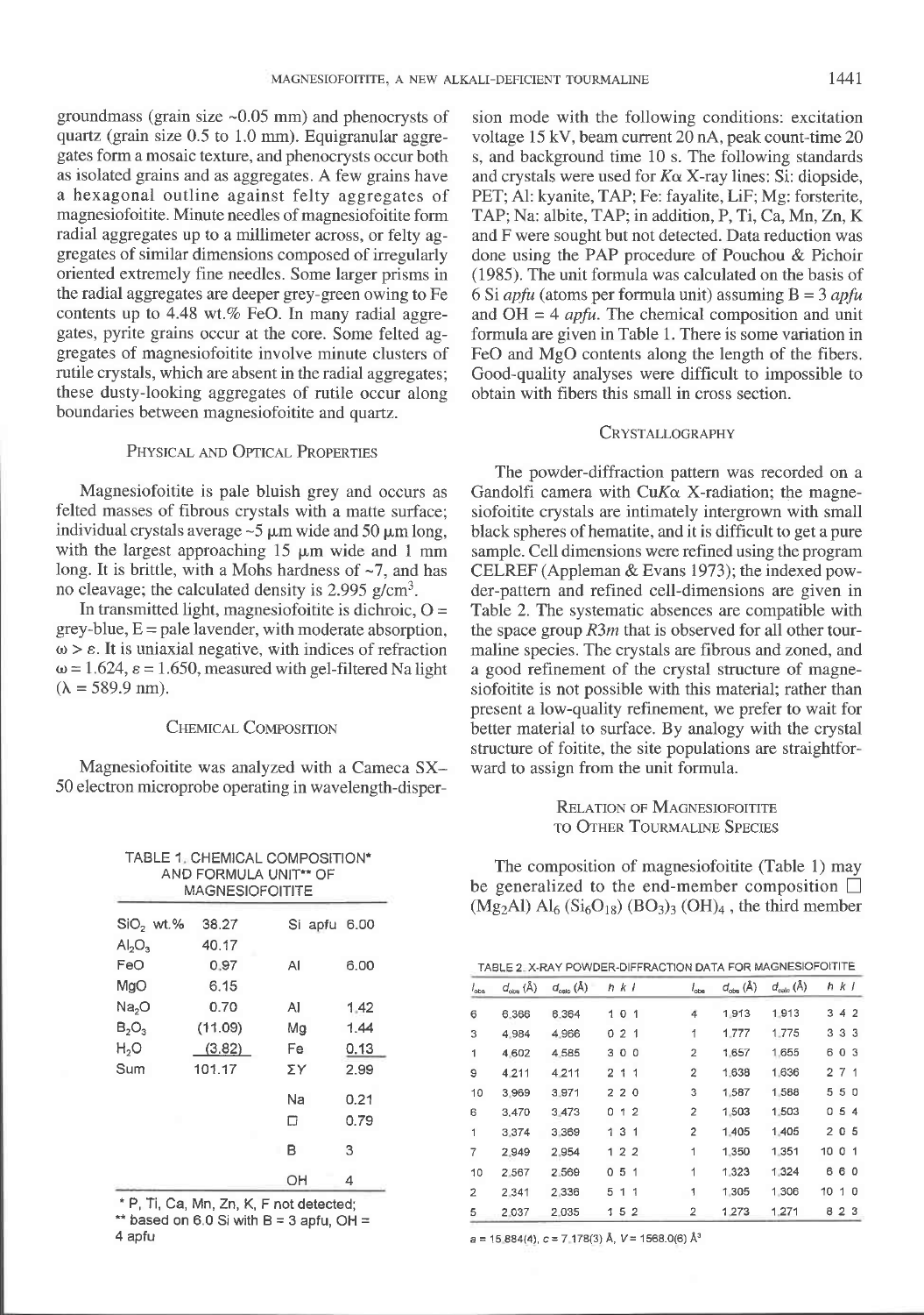groundmass (grain size ~0.05 mm) and phenocrysts of quartz (grain size 0.5 to 1.0 mm). Equigranular aggregates form a mosaic texture, and phenocrysts occur both as isolated grains and as aggregates. A few grains have a hexagonal outline against felty aggregates of magnesiofoitite. Minute needles of magnesiofoitite form radial aggregates up to a millimeter across, or felty aggregates of similar dimensions composed of irregularly oriented extremely fine needles. Some larger prisms in the radial aggregates are deeper grey-green owing to Fe contents up to 4.48 wt.% FeO. In many radial aggregates, pyrite grains occur at the core. Some felted aggregates of magnesiofoitite involve minute clusters of rutile crystals, which are absent in the radial aggregates; these dusty-looking aggregates of rutile occur along boundaries between magnesiofoitite and quartz.

## Physical and Optical Properties

Magnesiofoitite is pale bluish grey and occurs as felted masses of fibrous crystals with a matte surface; individual crystals average ~5 μm wide and 50 μm long, with the largest approaching 15 μm wide and 1 mm long. It is brittle, with a Mohs hardness of ~7, and has no cleavage; the calculated density is 2.995 g/cm$^3$.

In transmitted light, magnesiofoitite is dichroic, O = grey-blue, E = pale lavender, with moderate absorption, $\omega > \varepsilon$. It is uniaxial negative, with indices of refraction $\omega = 1.624$, $\varepsilon = 1.650$, measured with gel-filtered Na light ($\lambda = 589.9$ nm).

## Chemical Composition

Magnesiofoitite was analyzed with a Cameca SX–50 electron microprobe operating in wavelength-dispersion mode with the following conditions: excitation voltage 15 kV, beam current 20 nA, peak count-time 20 s, and background time 10 s. The following standards and crystals were used for *K*α X-ray lines: Si: diopside, PET; Al: kyanite, TAP; Fe: fayalite, LiF; Mg: forsterite, TAP; Na: albite, TAP; in addition, P, Ti, Ca, Mn, Zn, K and F were sought but not detected. Data reduction was done using the PAP procedure of Pouchou & Pichoir (1985). The unit formula was calculated on the basis of 6 Si *apfu* (atoms per formula unit) assuming B = 3 *apfu* and OH = 4 *apfu*. The chemical composition and unit formula are given in Table 1. There is some variation in FeO and MgO contents along the length of the fibers. Good-quality analyses were difficult to impossible to obtain with fibers this small in cross section.

TABLE 1. CHEMICAL COMPOSITION* AND FORMULA UNIT** OF MAGNESIOFOITITE

| | | | |
|---|---|---|---|
| $SiO_2$ wt.% | 38.27 | Si apfu | 6.00 |
| $Al_2O_3$ | 40.17 | | |
| FeO | 0.97 | Al | 6.00 |
| MgO | 6.15 | | |
| $Na_2O$ | 0.70 | Al | 1.42 |
| $B_2O_3$ | (11.09) | Mg | 1.44 |
| $H_2O$ | (3.82) | Fe | 0.13 |
| Sum | 101.17 | ΣY | 2.99 |
| | | Na | 0.21 |
| | | □ | 0.79 |
| | | B | 3 |
| | | OH | 4 |

\* P, Ti, Ca, Mn, Zn, K, F not detected;
** based on 6.0 Si with B = 3 apfu, OH = 4 apfu

## Crystallography

The powder-diffraction pattern was recorded on a Gandolfi camera with Cu*K*α X-radiation; the magnesiofoitite crystals are intimately intergrown with small black spheres of hematite, and it is difficult to get a pure sample. Cell dimensions were refined using the program CELREF (Appleman & Evans 1973); the indexed powder-pattern and refined cell-dimensions are given in Table 2. The systematic absences are compatible with the space group *R*3*m* that is observed for all other tourmaline species. The crystals are fibrous and zoned, and a good refinement of the crystal structure of magnesiofoitite is not possible with this material; rather than present a low-quality refinement, we prefer to wait for better material to surface. By analogy with the crystal structure of foitite, the site populations are straightforward to assign from the unit formula.

## Relation of Magnesiofoitite to Other Tourmaline Species

The composition of magnesiofoitite (Table 1) may be generalized to the end-member composition □ $(Mg_2Al)\ Al_6\ (Si_6O_{18})\ (BO_3)_3\ (OH)_4$, the third member

TABLE 2. X-RAY POWDER-DIFFRACTION DATA FOR MAGNESIOFOITITE

| $I_{obs}$ | $d_{obs}$ (Å) | $d_{calc}$ (Å) | *h k l* | $I_{obs}$ | $d_{obs}$ (Å) | $d_{calc}$ (Å) | *h k l* |
|---|---|---|---|---|---|---|---|
| 6 | 6.366 | 6.364 | 1 0 1 | 4 | 1.913 | 1.913 | 3 4 2 |
| 3 | 4.984 | 4.966 | 0 2 1 | 1 | 1.777 | 1.775 | 3 3 3 |
| 1 | 4.602 | 4.585 | 3 0 0 | 2 | 1.657 | 1.655 | 6 0 3 |
| 9 | 4.211 | 4.211 | 2 1 1 | 2 | 1.638 | 1.636 | 2 7 1 |
| 10 | 3.969 | 3.971 | 2 2 0 | 3 | 1.587 | 1.588 | 5 5 0 |
| 6 | 3.470 | 3.473 | 0 1 2 | 2 | 1.503 | 1.503 | 0 5 4 |
| 1 | 3.374 | 3.369 | 1 3 1 | 2 | 1.405 | 1.405 | 2 0 5 |
| 7 | 2.949 | 2.954 | 1 2 2 | 1 | 1.350 | 1.351 | 10 0 1 |
| 10 | 2.567 | 2.569 | 0 5 1 | 1 | 1.323 | 1.324 | 6 6 0 |
| 2 | 2.341 | 2.336 | 5 1 1 | 1 | 1.305 | 1.306 | 10 1 0 |
| 5 | 2.037 | 2.035 | 1 5 2 | 2 | 1.273 | 1.271 | 8 2 3 |

*a* = 15.884(4), *c* = 7.178(3) Å, *V* = 1568.0(6) Å$^3$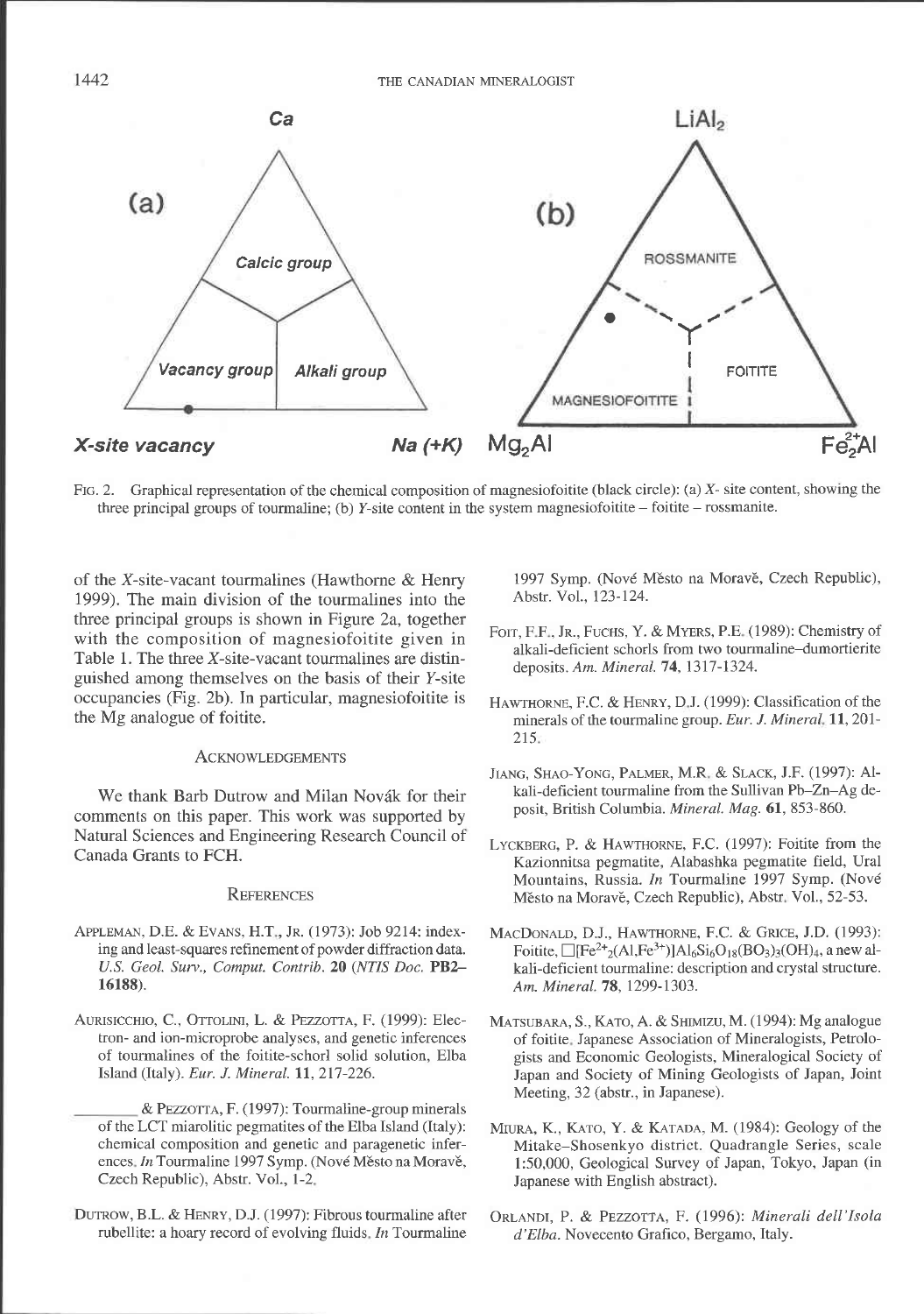FIG. 2. Graphical representation of the chemical composition of magnesiofoitite (black circle): (a) *X*- site content, showing the three principal groups of tourmaline; (b) *Y*-site content in the system magnesiofoitite – foitite – rossmanite.

of the *X*-site-vacant tourmalines (Hawthorne & Henry 1999). The main division of the tourmalines into the three principal groups is shown in Figure 2a, together with the composition of magnesiofoitite given in Table 1. The three *X*-site-vacant tourmalines are distinguished among themselves on the basis of their *Y*-site occupancies (Fig. 2b). In particular, magnesiofoitite is the Mg analogue of foitite.

## ACKNOWLEDGEMENTS

We thank Barb Dutrow and Milan Novák for their comments on this paper. This work was supported by Natural Sciences and Engineering Research Council of Canada Grants to FCH.

## REFERENCES

APPLEMAN, D.E. & EVANS, H.T., JR. (1973): Job 9214: indexing and least-squares refinement of powder diffraction data. *U.S. Geol. Surv., Comput. Contrib.* **20** (*NTIS Doc.* **PB2–16188**).

AURISICCHIO, C., OTTOLINI, L. & PEZZOTTA, F. (1999): Electron- and ion-microprobe analyses, and genetic inferences of tourmalines of the foitite-schorl solid solution, Elba Island (Italy). *Eur. J. Mineral.* **11**, 217-226.

________ & PEZZOTTA, F. (1997): Tourmaline-group minerals of the LCT miarolitic pegmatites of the Elba Island (Italy): chemical composition and genetic and paragenetic inferences. *In* Tourmaline 1997 Symp. (Nové Město na Moravě, Czech Republic), Abstr. Vol., 1-2.

DUTROW, B.L. & HENRY, D.J. (1997): Fibrous tourmaline after rubellite: a hoary record of evolving fluids. *In* Tourmaline 1997 Symp. (Nové Město na Moravě, Czech Republic), Abstr. Vol., 123-124.

FOIT, F.F., JR., FUCHS, Y. & MYERS, P.E. (1989): Chemistry of alkali-deficient schorls from two tourmaline–dumortierite deposits. *Am. Mineral.* **74**, 1317-1324.

HAWTHORNE, F.C. & HENRY, D.J. (1999): Classification of the minerals of the tourmaline group. *Eur. J. Mineral.* **11**, 201-215.

JIANG, SHAO-YONG, PALMER, M.R. & SLACK, J.F. (1997): Alkali-deficient tourmaline from the Sullivan Pb–Zn–Ag deposit, British Columbia. *Mineral. Mag.* **61**, 853-860.

LYCKBERG, P. & HAWTHORNE, F.C. (1997): Foitite from the Kazionnitsa pegmatite, Alabashka pegmatite field, Ural Mountains, Russia. *In* Tourmaline 1997 Symp. (Nové Město na Moravě, Czech Republic), Abstr. Vol., 52-53.

MACDONALD, D.J., HAWTHORNE, F.C. & GRICE, J.D. (1993): Foitite, $\square[Fe^{2+}_2(Al,Fe^{3+})]Al_6Si_6O_{18}(BO_3)_3(OH)_4$, a new alkali-deficient tourmaline: description and crystal structure. *Am. Mineral.* **78**, 1299-1303.

MATSUBARA, S., KATO, A. & SHIMIZU, M. (1994): Mg analogue of foitite. Japanese Association of Mineralogists, Petrologists and Economic Geologists, Mineralogical Society of Japan and Society of Mining Geologists of Japan, Joint Meeting, 32 (abstr., in Japanese).

MIURA, K., KATO, Y. & KATADA, M. (1984): Geology of the Mitake–Shosenkyo district. Quadrangle Series, scale 1:50,000, Geological Survey of Japan, Tokyo, Japan (in Japanese with English abstract).

ORLANDI, P. & PEZZOTTA, F. (1996): *Minerali dell'Isola d'Elba*. Novecento Grafico, Bergamo, Italy.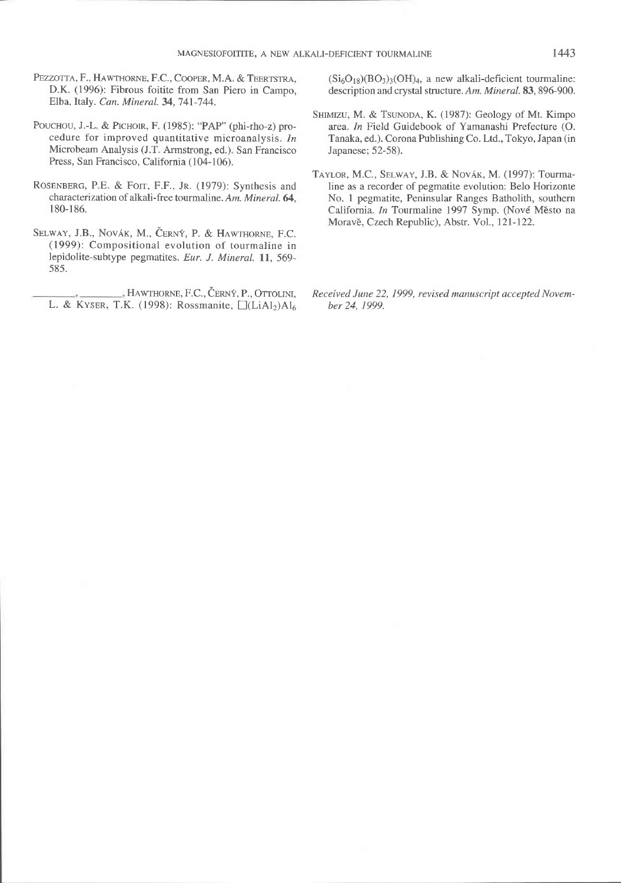PEZZOTTA, F., HAWTHORNE, F.C., COOPER, M.A. & TEERTSTRA, D.K. (1996): Fibrous foitite from San Piero in Campo, Elba, Italy. *Can. Mineral.* **34**, 741-744.

POUCHOU, J.-L. & PICHOIR, F. (1985): "PAP" (phi-rho-z) procedure for improved quantitative microanalysis. *In* Microbeam Analysis (J.T. Armstrong, ed.). San Francisco Press, San Francisco, California (104-106).

ROSENBERG, P.E. & FOIT, F.F., JR. (1979): Synthesis and characterization of alkali-free tourmaline. *Am. Mineral.* **64**, 180-186.

SELWAY, J.B., NOVÁK, M., ČERNÝ, P. & HAWTHORNE, F.C. (1999): Compositional evolution of tourmaline in lepidolite-subtype pegmatites. *Eur. J. Mineral.* **11**, 569-585.

________, ________, HAWTHORNE, F.C., ČERNÝ, P., OTTOLINI, L. & KYSER, T.K. (1998): Rossmanite, $\square(LiAl_2)Al_6(Si_6O_{18})(BO_3)_3(OH)_4$, a new alkali-deficient tourmaline: description and crystal structure. *Am. Mineral.* **83**, 896-900.

SHIMIZU, M. & TSUNODA, K. (1987): Geology of Mt. Kimpo area. *In* Field Guidebook of Yamanashi Prefecture (O. Tanaka, ed.). Corona Publishing Co. Ltd., Tokyo, Japan (in Japanese; 52-58).

TAYLOR, M.C., SELWAY, J.B. & NOVÁK, M. (1997): Tourmaline as a recorder of pegmatite evolution: Belo Horizonte No. 1 pegmatite, Peninsular Ranges Batholith, southern California. *In* Tourmaline 1997 Symp. (Nové Město na Moravě, Czech Republic), Abstr. Vol., 121-122.

*Received June 22, 1999, revised manuscript accepted November 24, 1999.*